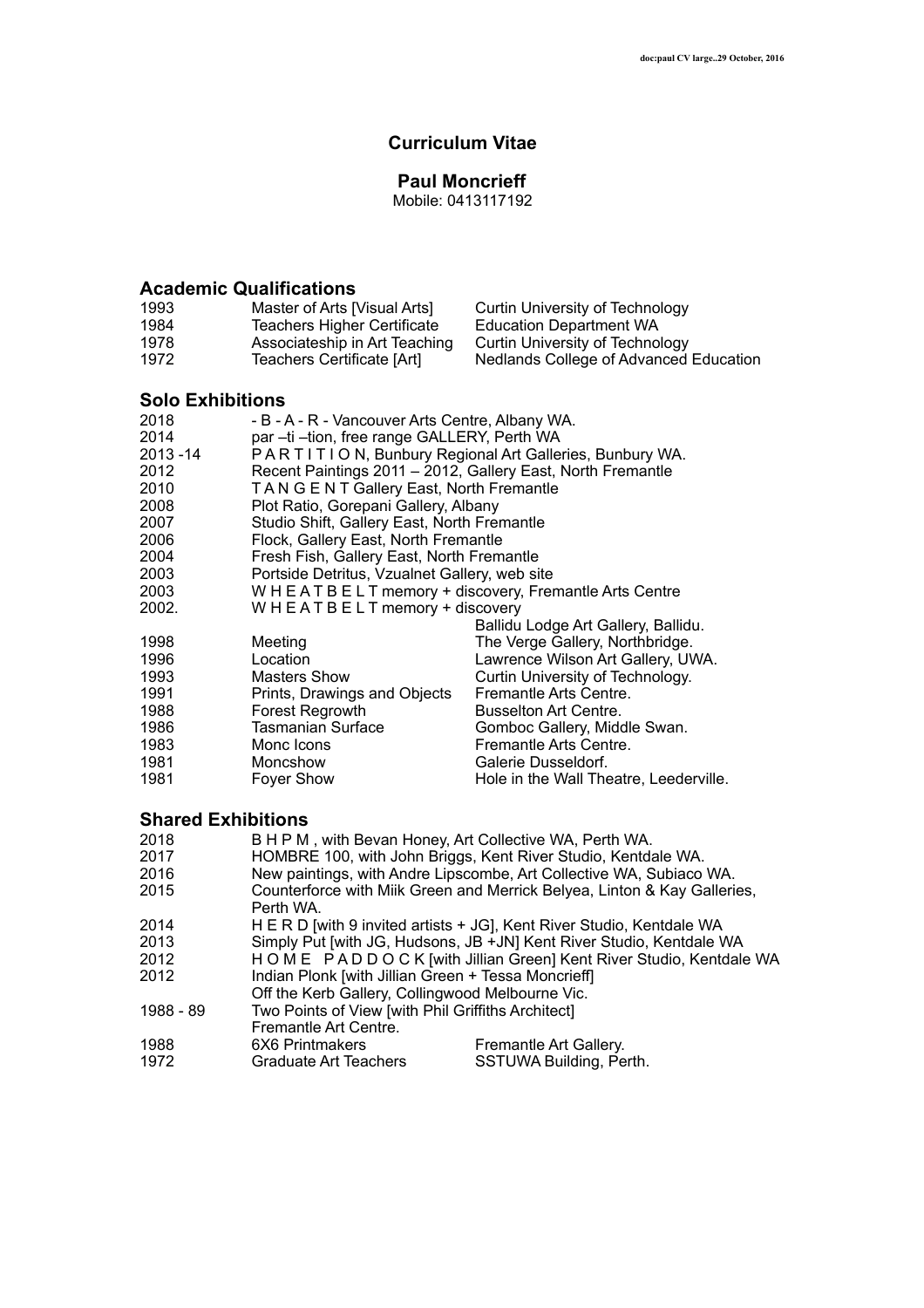# Curriculum Vitae

## Paul Moncrieff

Mobile: 0413117192

### Academic Qualifications

| | | |
|---|---|---|
| 1993 | Master of Arts [Visual Arts] | Curtin University of Technology |
| 1984 | Teachers Higher Certificate | Education Department WA |
| 1978 | Associateship in Art Teaching | Curtin University of Technology |
| 1972 | Teachers Certificate [Art] | Nedlands College of Advanced Education |

### Solo Exhibitions

| | | |
|---|---|---|
| 2018 | - B - A - R - Vancouver Arts Centre, Albany WA. | |
| 2014 | par –ti –tion, free range GALLERY, Perth WA | |
| 2013 -14 | P A R T I T I O N, Bunbury Regional Art Galleries, Bunbury WA. | |
| 2012 | Recent Paintings 2011 – 2012, Gallery East, North Fremantle | |
| 2010 | T A N G E N T Gallery East, North Fremantle | |
| 2008 | Plot Ratio, Gorepani Gallery, Albany | |
| 2007 | Studio Shift, Gallery East, North Fremantle | |
| 2006 | Flock, Gallery East, North Fremantle | |
| 2004 | Fresh Fish, Gallery East, North Fremantle | |
| 2003 | Portside Detritus, Vzualnet Gallery, web site | |
| 2003 | W H E A T B E L T memory + discovery, Fremantle Arts Centre | |
| 2002. | W H E A T B E L T memory + discovery | Ballidu Lodge Art Gallery, Ballidu. |
| 1998 | Meeting | The Verge Gallery, Northbridge. |
| 1996 | Location | Lawrence Wilson Art Gallery, UWA. |
| 1993 | Masters Show | Curtin University of Technology. |
| 1991 | Prints, Drawings and Objects | Fremantle Arts Centre. |
| 1988 | Forest Regrowth | Busselton Art Centre. |
| 1986 | Tasmanian Surface | Gomboc Gallery, Middle Swan. |
| 1983 | Monc Icons | Fremantle Arts Centre. |
| 1981 | Moncshow | Galerie Dusseldorf. |
| 1981 | Foyer Show | Hole in the Wall Theatre, Leederville. |

### Shared Exhibitions

| | | |
|---|---|---|
| 2018 | B H P M , with Bevan Honey, Art Collective WA, Perth WA. | |
| 2017 | HOMBRE 100, with John Briggs, Kent River Studio, Kentdale WA. | |
| 2016 | New paintings, with Andre Lipscombe, Art Collective WA, Subiaco WA. | |
| 2015 | Counterforce with Miik Green and Merrick Belyea, Linton & Kay Galleries, Perth WA. | |
| 2014 | H E R D [with 9 invited artists + JG], Kent River Studio, Kentdale WA | |
| 2013 | Simply Put [with JG, Hudsons, JB +JN] Kent River Studio, Kentdale WA | |
| 2012 | H O M E P A D D O C K [with Jillian Green] Kent River Studio, Kentdale WA | |
| 2012 | Indian Plonk [with Jillian Green + Tessa Moncrieff] Off the Kerb Gallery, Collingwood Melbourne Vic. | |
| 1988 - 89 | Two Points of View [with Phil Griffiths Architect] Fremantle Art Centre. | |
| 1988 | 6X6 Printmakers | Fremantle Art Gallery. |
| 1972 | Graduate Art Teachers | SSTUWA Building, Perth. |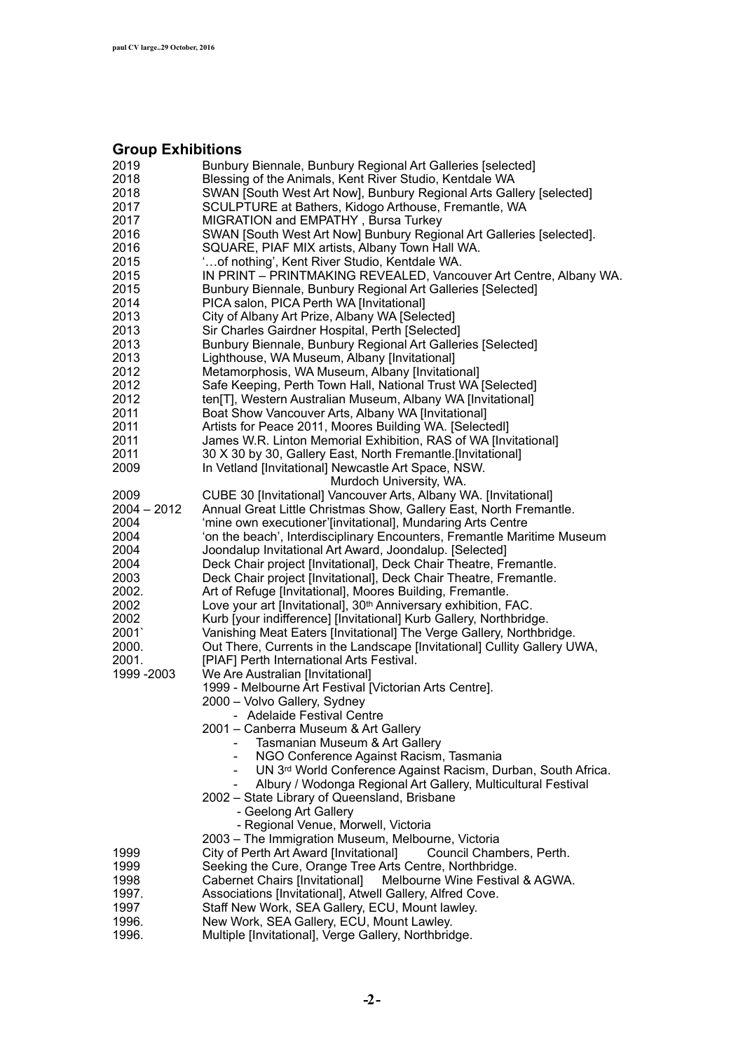## Group Exhibitions

| | |
|---|---|
| 2019 | Bunbury Biennale, Bunbury Regional Art Galleries [selected] |
| 2018 | Blessing of the Animals, Kent River Studio, Kentdale WA |
| 2018 | SWAN [South West Art Now], Bunbury Regional Arts Gallery [selected] |
| 2017 | SCULPTURE at Bathers, Kidogo Arthouse, Fremantle, WA |
| 2017 | MIGRATION and EMPATHY , Bursa Turkey |
| 2016 | SWAN [South West Art Now] Bunbury Regional Art Galleries [selected]. |
| 2016 | SQUARE, PIAF MIX artists, Albany Town Hall WA. |
| 2015 | '…of nothing', Kent River Studio, Kentdale WA. |
| 2015 | IN PRINT – PRINTMAKING REVEALED, Vancouver Art Centre, Albany WA. |
| 2015 | Bunbury Biennale, Bunbury Regional Art Galleries [Selected] |
| 2014 | PICA salon, PICA Perth WA [Invitational] |
| 2013 | City of Albany Art Prize, Albany WA [Selected] |
| 2013 | Sir Charles Gairdner Hospital, Perth [Selected] |
| 2013 | Bunbury Biennale, Bunbury Regional Art Galleries [Selected] |
| 2013 | Lighthouse, WA Museum, Albany [Invitational] |
| 2012 | Metamorphosis, WA Museum, Albany [Invitational] |
| 2012 | Safe Keeping, Perth Town Hall, National Trust WA [Selected] |
| 2012 | ten[T], Western Australian Museum, Albany WA [Invitational] |
| 2011 | Boat Show Vancouver Arts, Albany WA [Invitational] |
| 2011 | Artists for Peace 2011, Moores Building WA. [Selectedl] |
| 2011 | James W.R. Linton Memorial Exhibition, RAS of WA [Invitational] |
| 2011 | 30 X 30 by 30, Gallery East, North Fremantle.[Invitational] |
| 2009 | In Vetland [Invitational] Newcastle Art Space, NSW. Murdoch University, WA. |
| 2009 | CUBE 30 [Invitational] Vancouver Arts, Albany WA. [Invitational] |
| 2004 – 2012 | Annual Great Little Christmas Show, Gallery East, North Fremantle. |
| 2004 | 'mine own executioner'[invitational], Mundaring Arts Centre |
| 2004 | 'on the beach', Interdisciplinary Encounters, Fremantle Maritime Museum |
| 2004 | Joondalup Invitational Art Award, Joondalup. [Selected] |
| 2004 | Deck Chair project [Invitational], Deck Chair Theatre, Fremantle. |
| 2003 | Deck Chair project [Invitational], Deck Chair Theatre, Fremantle. |
| 2002. | Art of Refuge [Invitational], Moores Building, Fremantle. |
| 2002 | Love your art [Invitational], 30th Anniversary exhibition, FAC. |
| 2002 | Kurb [your indifference] [Invitational] Kurb Gallery, Northbridge. |
| 2001` | Vanishing Meat Eaters [Invitational] The Verge Gallery, Northbridge. |
| 2000. | Out There, Currents in the Landscape [Invitational] Cullity Gallery UWA, |
| 2001. | [PIAF] Perth International Arts Festival. |
| 1999 -2003 | We Are Australian [Invitational] |

1999 - Melbourne Art Festival [Victorian Arts Centre].

2000 – Volvo Gallery, Sydney
- Adelaide Festival Centre

2001 – Canberra Museum & Art Gallery
- Tasmanian Museum & Art Gallery
- NGO Conference Against Racism, Tasmania
- UN 3rd World Conference Against Racism, Durban, South Africa.
- Albury / Wodonga Regional Art Gallery, Multicultural Festival

2002 – State Library of Queensland, Brisbane
- Geelong Art Gallery
- Regional Venue, Morwell, Victoria

2003 – The Immigration Museum, Melbourne, Victoria

| | |
|---|---|
| 1999 | City of Perth Art Award [Invitational] Council Chambers, Perth. |
| 1999 | Seeking the Cure, Orange Tree Arts Centre, Northbridge. |
| 1998 | Cabernet Chairs [Invitational] Melbourne Wine Festival & AGWA. |
| 1997. | Associations [Invitational], Atwell Gallery, Alfred Cove. |
| 1997 | Staff New Work, SEA Gallery, ECU, Mount lawley. |
| 1996. | New Work, SEA Gallery, ECU, Mount Lawley. |
| 1996. | Multiple [Invitational], Verge Gallery, Northbridge. |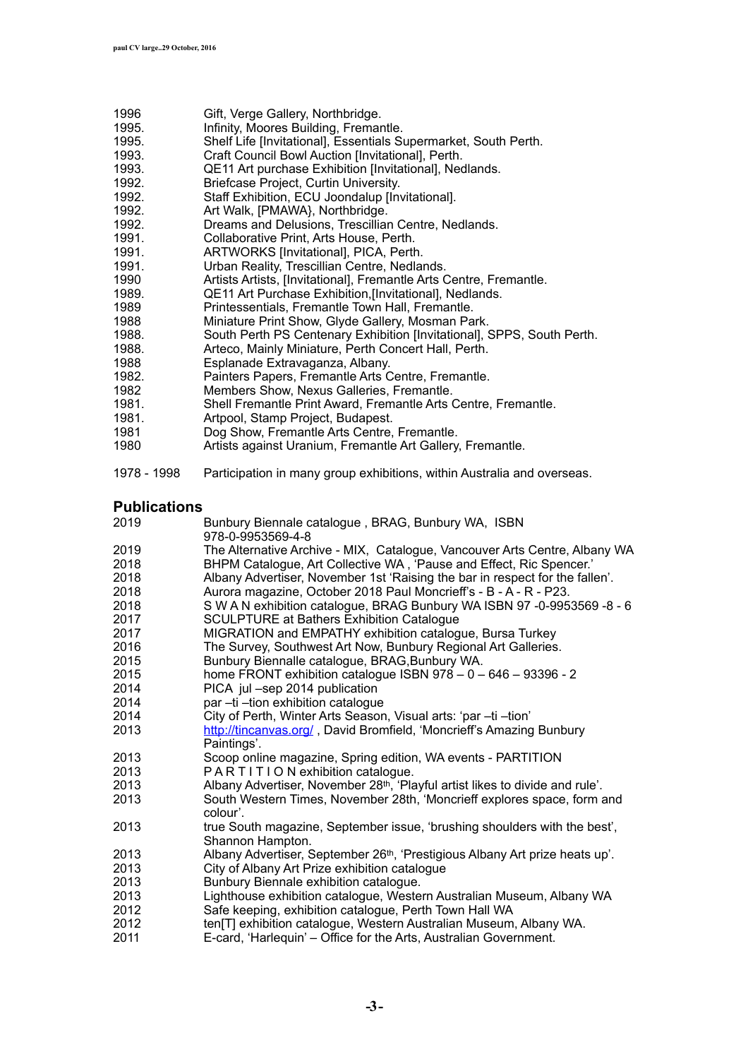| | |
|---|---|
| 1996 | Gift, Verge Gallery, Northbridge. |
| 1995. | Infinity, Moores Building, Fremantle. |
| 1995. | Shelf Life [Invitational], Essentials Supermarket, South Perth. |
| 1993. | Craft Council Bowl Auction [Invitational], Perth. |
| 1993. | QE11 Art purchase Exhibition [Invitational], Nedlands. |
| 1992. | Briefcase Project, Curtin University. |
| 1992. | Staff Exhibition, ECU Joondalup [Invitational]. |
| 1992. | Art Walk, [PMAWA}, Northbridge. |
| 1992. | Dreams and Delusions, Trescillian Centre, Nedlands. |
| 1991. | Collaborative Print, Arts House, Perth. |
| 1991. | ARTWORKS [Invitational], PICA, Perth. |
| 1991. | Urban Reality, Trescillian Centre, Nedlands. |
| 1990 | Artists Artists, [Invitational], Fremantle Arts Centre, Fremantle. |
| 1989. | QE11 Art Purchase Exhibition,[Invitational], Nedlands. |
| 1989 | Printessentials, Fremantle Town Hall, Fremantle. |
| 1988 | Miniature Print Show, Glyde Gallery, Mosman Park. |
| 1988. | South Perth PS Centenary Exhibition [Invitational], SPPS, South Perth. |
| 1988. | Arteco, Mainly Miniature, Perth Concert Hall, Perth. |
| 1988 | Esplanade Extravaganza, Albany. |
| 1982. | Painters Papers, Fremantle Arts Centre, Fremantle. |
| 1982 | Members Show, Nexus Galleries, Fremantle. |
| 1981. | Shell Fremantle Print Award, Fremantle Arts Centre, Fremantle. |
| 1981. | Artpool, Stamp Project, Budapest. |
| 1981 | Dog Show, Fremantle Arts Centre, Fremantle. |
| 1980 | Artists against Uranium, Fremantle Art Gallery, Fremantle. |
| | |
| 1978 - 1998 | Participation in many group exhibitions, within Australia and overseas. |

## Publications

| | |
|---|---|
| 2019 | Bunbury Biennale catalogue , BRAG, Bunbury WA, ISBN 978-0-9953569-4-8 |
| 2019 | The Alternative Archive - MIX, Catalogue, Vancouver Arts Centre, Albany WA |
| 2018 | BHPM Catalogue, Art Collective WA , 'Pause and Effect, Ric Spencer.' |
| 2018 | Albany Advertiser, November 1st 'Raising the bar in respect for the fallen'. |
| 2018 | Aurora magazine, October 2018 Paul Moncrieff's - B - A - R - P23. |
| 2018 | S W A N exhibition catalogue, BRAG Bunbury WA ISBN 97 -0-9953569 -8 - 6 |
| 2017 | SCULPTURE at Bathers Exhibition Catalogue |
| 2017 | MIGRATION and EMPATHY exhibition catalogue, Bursa Turkey |
| 2016 | The Survey, Southwest Art Now, Bunbury Regional Art Galleries. |
| 2015 | Bunbury Biennalle catalogue, BRAG,Bunbury WA. |
| 2015 | home FRONT exhibition catalogue ISBN 978 – 0 – 646 – 93396 - 2 |
| 2014 | PICA jul –sep 2014 publication |
| 2014 | par –ti –tion exhibition catalogue |
| 2014 | City of Perth, Winter Arts Season, Visual arts: 'par –ti –tion' |
| 2013 | http://tincanvas.org/ , David Bromfield, 'Moncrieff's Amazing Bunbury Paintings'. |
| 2013 | Scoop online magazine, Spring edition, WA events - PARTITION |
| 2013 | P A R T I T I O N exhibition catalogue. |
| 2013 | Albany Advertiser, November 28th, 'Playful artist likes to divide and rule'. |
| 2013 | South Western Times, November 28th, 'Moncrieff explores space, form and colour'. |
| 2013 | true South magazine, September issue, 'brushing shoulders with the best', Shannon Hampton. |
| 2013 | Albany Advertiser, September 26th, 'Prestigious Albany Art prize heats up'. |
| 2013 | City of Albany Art Prize exhibition catalogue |
| 2013 | Bunbury Biennale exhibition catalogue. |
| 2013 | Lighthouse exhibition catalogue, Western Australian Museum, Albany WA |
| 2012 | Safe keeping, exhibition catalogue, Perth Town Hall WA |
| 2012 | ten[T] exhibition catalogue, Western Australian Museum, Albany WA. |
| 2011 | E-card, 'Harlequin' – Office for the Arts, Australian Government. |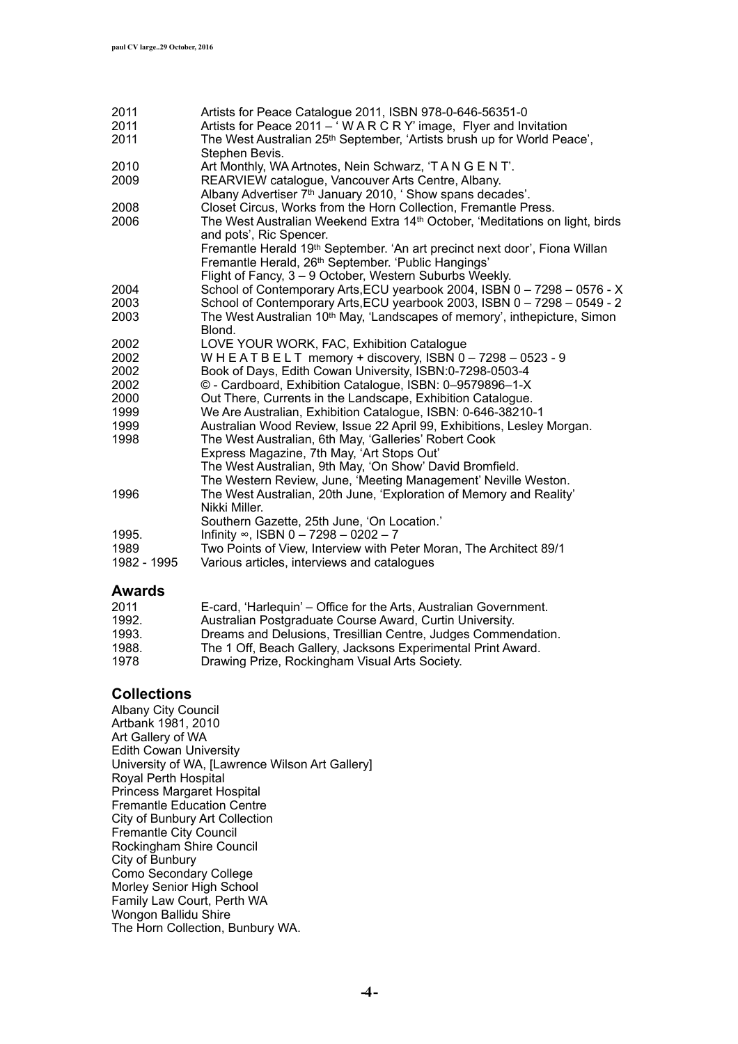| | |
|---|---|
| 2011 | Artists for Peace Catalogue 2011, ISBN 978-0-646-56351-0 |
| 2011 | Artists for Peace 2011 – ' W A R C R Y' image, Flyer and Invitation |
| 2011 | The West Australian 25th September, 'Artists brush up for World Peace', Stephen Bevis. |
| 2010 | Art Monthly, WA Artnotes, Nein Schwarz, 'T A N G E N T'. |
| 2009 | REARVIEW catalogue, Vancouver Arts Centre, Albany. |
| | Albany Advertiser 7th January 2010, ' Show spans decades'. |
| 2008 | Closet Circus, Works from the Horn Collection, Fremantle Press. |
| 2006 | The West Australian Weekend Extra 14th October, 'Meditations on light, birds and pots', Ric Spencer. |
| | Fremantle Herald 19th September. 'An art precinct next door', Fiona Willan |
| | Fremantle Herald, 26th September. 'Public Hangings' |
| | Flight of Fancy, 3 – 9 October, Western Suburbs Weekly. |
| 2004 | School of Contemporary Arts,ECU yearbook 2004, ISBN 0 – 7298 – 0576 - X |
| 2003 | School of Contemporary Arts,ECU yearbook 2003, ISBN 0 – 7298 – 0549 - 2 |
| 2003 | The West Australian 10th May, 'Landscapes of memory', inthepicture, Simon Blond. |
| 2002 | LOVE YOUR WORK, FAC, Exhibition Catalogue |
| 2002 | W H E A T B E L T memory + discovery, ISBN 0 – 7298 – 0523 - 9 |
| 2002 | Book of Days, Edith Cowan University, ISBN:0-7298-0503-4 |
| 2002 | © - Cardboard, Exhibition Catalogue, ISBN: 0–9579896–1-X |
| 2000 | Out There, Currents in the Landscape, Exhibition Catalogue. |
| 1999 | We Are Australian, Exhibition Catalogue, ISBN: 0-646-38210-1 |
| 1999 | Australian Wood Review, Issue 22 April 99, Exhibitions, Lesley Morgan. |
| 1998 | The West Australian, 6th May, 'Galleries' Robert Cook |
| | Express Magazine, 7th May, 'Art Stops Out' |
| | The West Australian, 9th May, 'On Show' David Bromfield. |
| | The Western Review, June, 'Meeting Management' Neville Weston. |
| 1996 | The West Australian, 20th June, 'Exploration of Memory and Reality' Nikki Miller. |
| | Southern Gazette, 25th June, 'On Location.' |
| 1995. | Infinity ∞, ISBN 0 – 7298 – 0202 – 7 |
| 1989 | Two Points of View, Interview with Peter Moran, The Architect 89/1 |
| 1982 - 1995 | Various articles, interviews and catalogues |

## Awards

| | |
|---|---|
| 2011 | E-card, 'Harlequin' – Office for the Arts, Australian Government. |
| 1992. | Australian Postgraduate Course Award, Curtin University. |
| 1993. | Dreams and Delusions, Tresillian Centre, Judges Commendation. |
| 1988. | The 1 Off, Beach Gallery, Jacksons Experimental Print Award. |
| 1978 | Drawing Prize, Rockingham Visual Arts Society. |

## Collections

Albany City Council
Artbank 1981, 2010
Art Gallery of WA
Edith Cowan University
University of WA, [Lawrence Wilson Art Gallery]
Royal Perth Hospital
Princess Margaret Hospital
Fremantle Education Centre
City of Bunbury Art Collection
Fremantle City Council
Rockingham Shire Council
City of Bunbury
Como Secondary College
Morley Senior High School
Family Law Court, Perth WA
Wongon Ballidu Shire
The Horn Collection, Bunbury WA.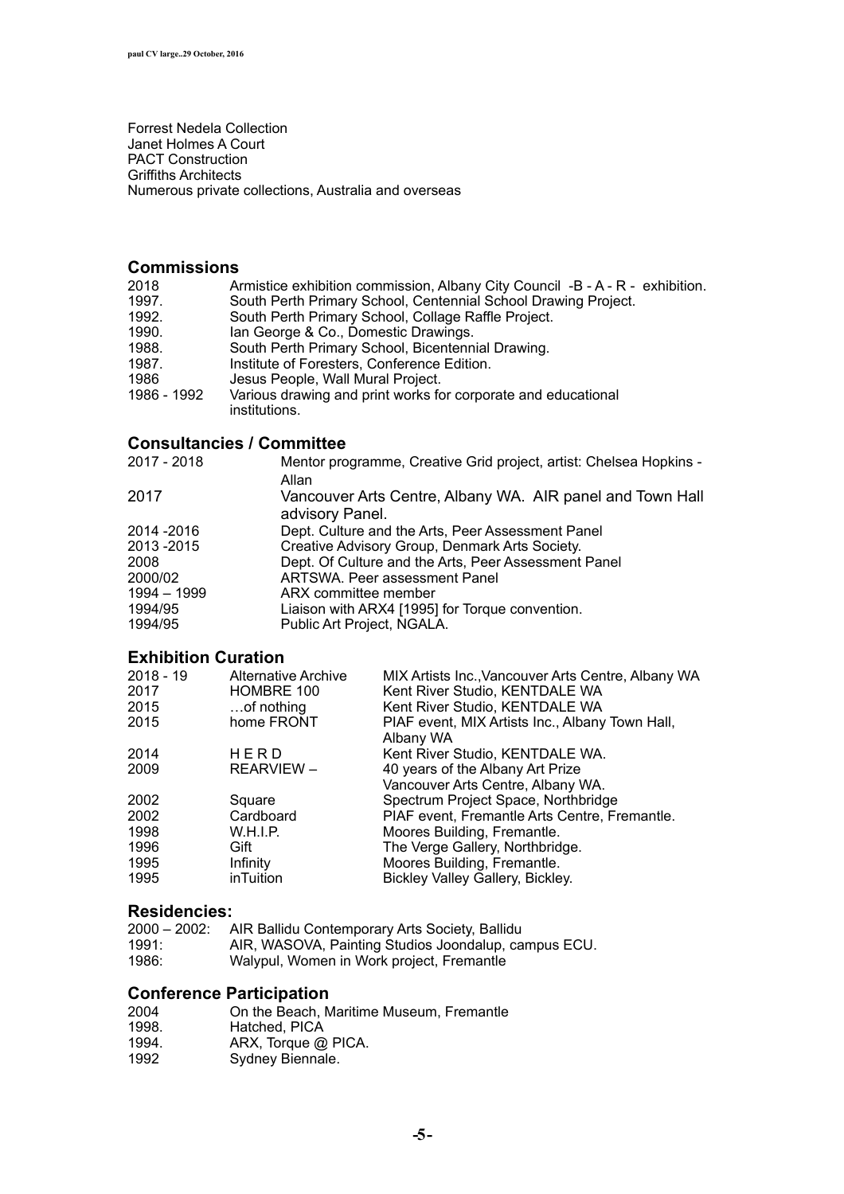Forrest Nedela Collection
Janet Holmes A Court
PACT Construction
Griffiths Architects
Numerous private collections, Australia and overseas

## Commissions

| | |
|---|---|
| 2018 | Armistice exhibition commission, Albany City Council -B - A - R - exhibition. |
| 1997. | South Perth Primary School, Centennial School Drawing Project. |
| 1992. | South Perth Primary School, Collage Raffle Project. |
| 1990. | Ian George & Co., Domestic Drawings. |
| 1988. | South Perth Primary School, Bicentennial Drawing. |
| 1987. | Institute of Foresters, Conference Edition. |
| 1986 | Jesus People, Wall Mural Project. |
| 1986 - 1992 | Various drawing and print works for corporate and educational institutions. |

## Consultancies / Committee

| | |
|---|---|
| 2017 - 2018 | Mentor programme, Creative Grid project, artist: Chelsea Hopkins - Allan |
| 2017 | Vancouver Arts Centre, Albany WA. AIR panel and Town Hall advisory Panel. |
| 2014 -2016 | Dept. Culture and the Arts, Peer Assessment Panel |
| 2013 -2015 | Creative Advisory Group, Denmark Arts Society. |
| 2008 | Dept. Of Culture and the Arts, Peer Assessment Panel |
| 2000/02 | ARTSWA. Peer assessment Panel |
| 1994 – 1999 | ARX committee member |
| 1994/95 | Liaison with ARX4 [1995] for Torque convention. |
| 1994/95 | Public Art Project, NGALA. |

## Exhibition Curation

| | | |
|---|---|---|
| 2018 - 19 | Alternative Archive | MIX Artists Inc.,Vancouver Arts Centre, Albany WA |
| 2017 | HOMBRE 100 | Kent River Studio, KENTDALE WA |
| 2015 | …of nothing | Kent River Studio, KENTDALE WA |
| 2015 | home FRONT | PIAF event, MIX Artists Inc., Albany Town Hall, Albany WA |
| 2014 | H E R D | Kent River Studio, KENTDALE WA. |
| 2009 | REARVIEW – | 40 years of the Albany Art Prize Vancouver Arts Centre, Albany WA. |
| 2002 | Square | Spectrum Project Space, Northbridge |
| 2002 | Cardboard | PIAF event, Fremantle Arts Centre, Fremantle. |
| 1998 | W.H.I.P. | Moores Building, Fremantle. |
| 1996 | Gift | The Verge Gallery, Northbridge. |
| 1995 | Infinity | Moores Building, Fremantle. |
| 1995 | inTuition | Bickley Valley Gallery, Bickley. |

## Residencies:

| | |
|---|---|
| 2000 – 2002: | AIR Ballidu Contemporary Arts Society, Ballidu |
| 1991: | AIR, WASOVA, Painting Studios Joondalup, campus ECU. |
| 1986: | Walypul, Women in Work project, Fremantle |

## Conference Participation

| | |
|---|---|
| 2004 | On the Beach, Maritime Museum, Fremantle |
| 1998. | Hatched, PICA |
| 1994. | ARX, Torque @ PICA. |
| 1992 | Sydney Biennale. |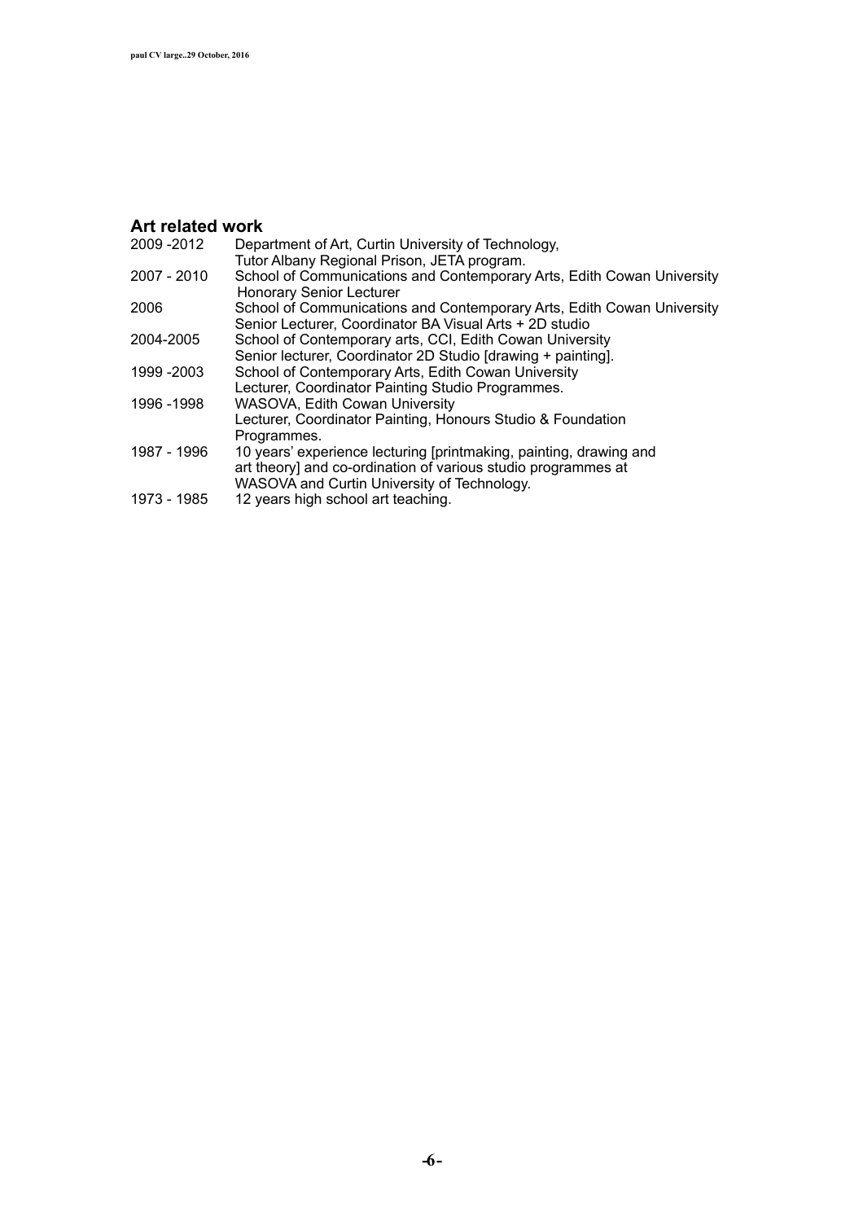## Art related work

| | |
|---|---|
| 2009 -2012 | Department of Art, Curtin University of Technology, Tutor Albany Regional Prison, JETA program. |
| 2007 - 2010 | School of Communications and Contemporary Arts, Edith Cowan University Honorary Senior Lecturer |
| 2006 | School of Communications and Contemporary Arts, Edith Cowan University Senior Lecturer, Coordinator BA Visual Arts + 2D studio |
| 2004-2005 | School of Contemporary arts, CCI, Edith Cowan University Senior lecturer, Coordinator 2D Studio [drawing + painting]. |
| 1999 -2003 | School of Contemporary Arts, Edith Cowan University Lecturer, Coordinator Painting Studio Programmes. |
| 1996 -1998 | WASOVA, Edith Cowan University Lecturer, Coordinator Painting, Honours Studio & Foundation Programmes. |
| 1987 - 1996 | 10 years' experience lecturing [printmaking, painting, drawing and art theory] and co-ordination of various studio programmes at WASOVA and Curtin University of Technology. |
| 1973 - 1985 | 12 years high school art teaching. |